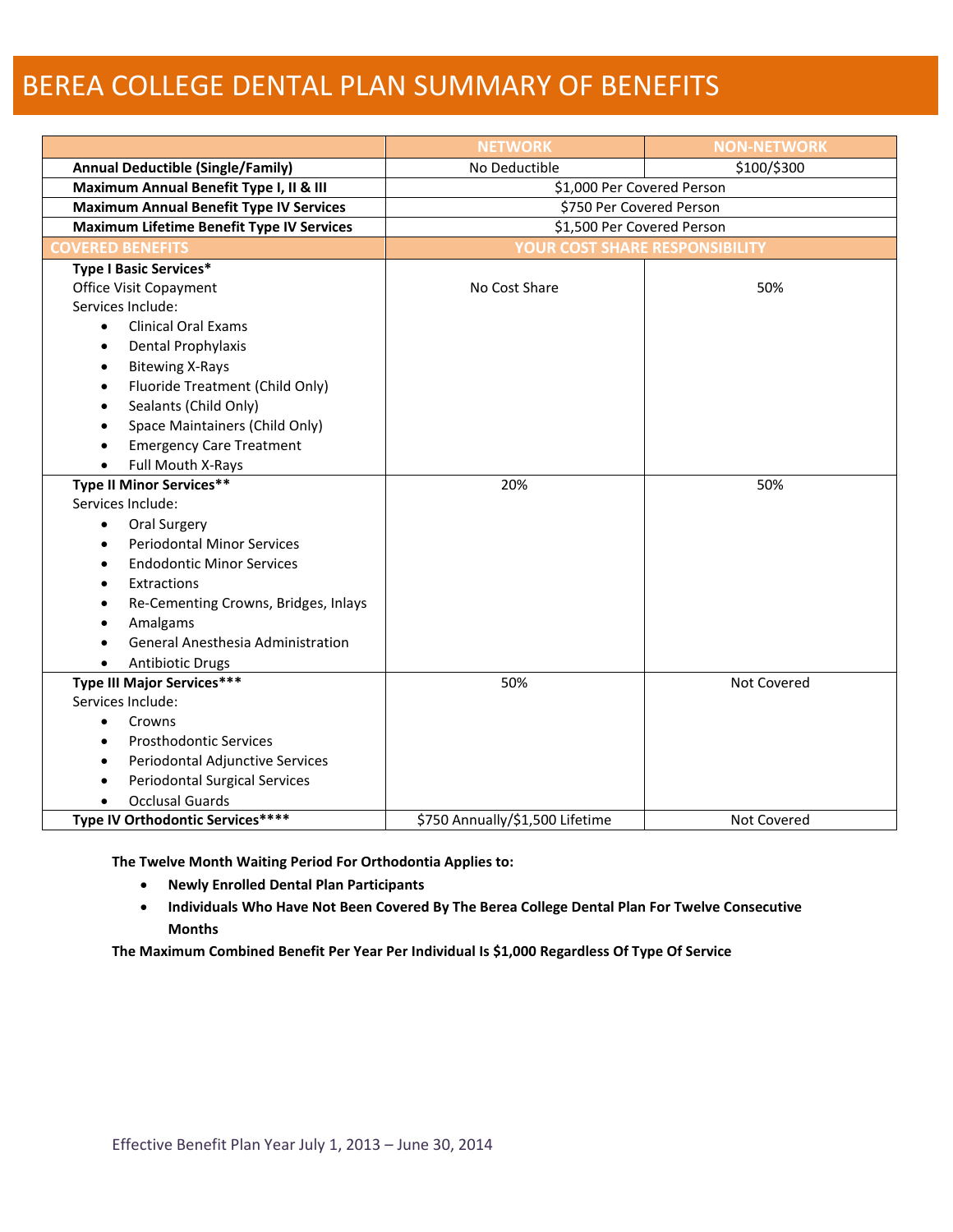# BEREA COLLEGE DENTAL PLAN SUMMARY OF BENEFITS

| | NETWORK | NON-NETWORK |
|---|---|---|
| **Annual Deductible (Single/Family)** | No Deductible | $100/$300 |
| **Maximum Annual Benefit Type I, II & III** | $1,000 Per Covered Person | |
| **Maximum Annual Benefit Type IV Services** | $750 Per Covered Person | |
| **Maximum Lifetime Benefit Type IV Services** | $1,500 Per Covered Person | |
| **COVERED BENEFITS** | **YOUR COST SHARE RESPONSIBILITY** | |
| **Type I Basic Services***<br>Office Visit Copayment<br>Services Include:<br>• Clinical Oral Exams<br>• Dental Prophylaxis<br>• Bitewing X-Rays<br>• Fluoride Treatment (Child Only)<br>• Sealants (Child Only)<br>• Space Maintainers (Child Only)<br>• Emergency Care Treatment<br>• Full Mouth X-Rays | No Cost Share | 50% |
| **Type II Minor Services****<br>Services Include:<br>• Oral Surgery<br>• Periodontal Minor Services<br>• Endodontic Minor Services<br>• Extractions<br>• Re-Cementing Crowns, Bridges, Inlays<br>• Amalgams<br>• General Anesthesia Administration<br>• Antibiotic Drugs | 20% | 50% |
| **Type III Major Services*****<br>Services Include:<br>• Crowns<br>• Prosthodontic Services<br>• Periodontal Adjunctive Services<br>• Periodontal Surgical Services<br>• Occlusal Guards | 50% | Not Covered |
| **Type IV Orthodontic Services******| $750 Annually/$1,500 Lifetime | Not Covered |

**The Twelve Month Waiting Period For Orthodontia Applies to:**

- **Newly Enrolled Dental Plan Participants**
- **Individuals Who Have Not Been Covered By The Berea College Dental Plan For Twelve Consecutive Months**

**The Maximum Combined Benefit Per Year Per Individual Is $1,000 Regardless Of Type Of Service**

Effective Benefit Plan Year July 1, 2013 – June 30, 2014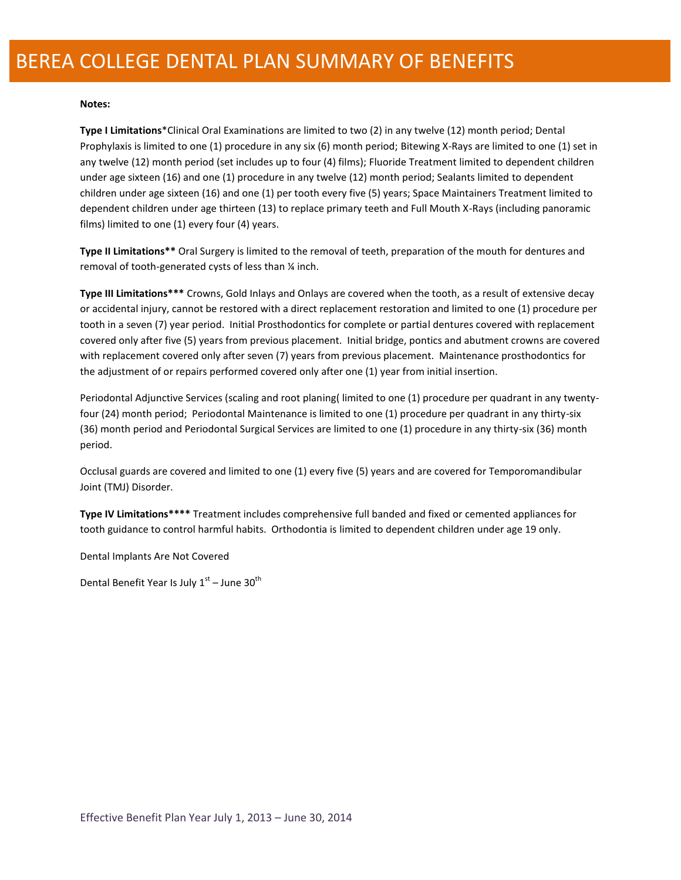# BEREA COLLEGE DENTAL PLAN SUMMARY OF BENEFITS

**Notes:**

**Type I Limitations***Clinical Oral Examinations are limited to two (2) in any twelve (12) month period; Dental Prophylaxis is limited to one (1) procedure in any six (6) month period; Bitewing X-Rays are limited to one (1) set in any twelve (12) month period (set includes up to four (4) films); Fluoride Treatment limited to dependent children under age sixteen (16) and one (1) procedure in any twelve (12) month period; Sealants limited to dependent children under age sixteen (16) and one (1) per tooth every five (5) years; Space Maintainers Treatment limited to dependent children under age thirteen (13) to replace primary teeth and Full Mouth X-Rays (including panoramic films) limited to one (1) every four (4) years.

**Type II Limitations**** Oral Surgery is limited to the removal of teeth, preparation of the mouth for dentures and removal of tooth-generated cysts of less than ¼ inch.

**Type III Limitations***** Crowns, Gold Inlays and Onlays are covered when the tooth, as a result of extensive decay or accidental injury, cannot be restored with a direct replacement restoration and limited to one (1) procedure per tooth in a seven (7) year period. Initial Prosthodontics for complete or partial dentures covered with replacement covered only after five (5) years from previous placement. Initial bridge, pontics and abutment crowns are covered with replacement covered only after seven (7) years from previous placement. Maintenance prosthodontics for the adjustment of or repairs performed covered only after one (1) year from initial insertion.

Periodontal Adjunctive Services (scaling and root planing( limited to one (1) procedure per quadrant in any twenty-four (24) month period; Periodontal Maintenance is limited to one (1) procedure per quadrant in any thirty-six (36) month period and Periodontal Surgical Services are limited to one (1) procedure in any thirty-six (36) month period.

Occlusal guards are covered and limited to one (1) every five (5) years and are covered for Temporomandibular Joint (TMJ) Disorder.

**Type IV Limitations****** Treatment includes comprehensive full banded and fixed or cemented appliances for tooth guidance to control harmful habits. Orthodontia is limited to dependent children under age 19 only.

Dental Implants Are Not Covered

Dental Benefit Year Is July 1st – June 30th

Effective Benefit Plan Year July 1, 2013 – June 30, 2014